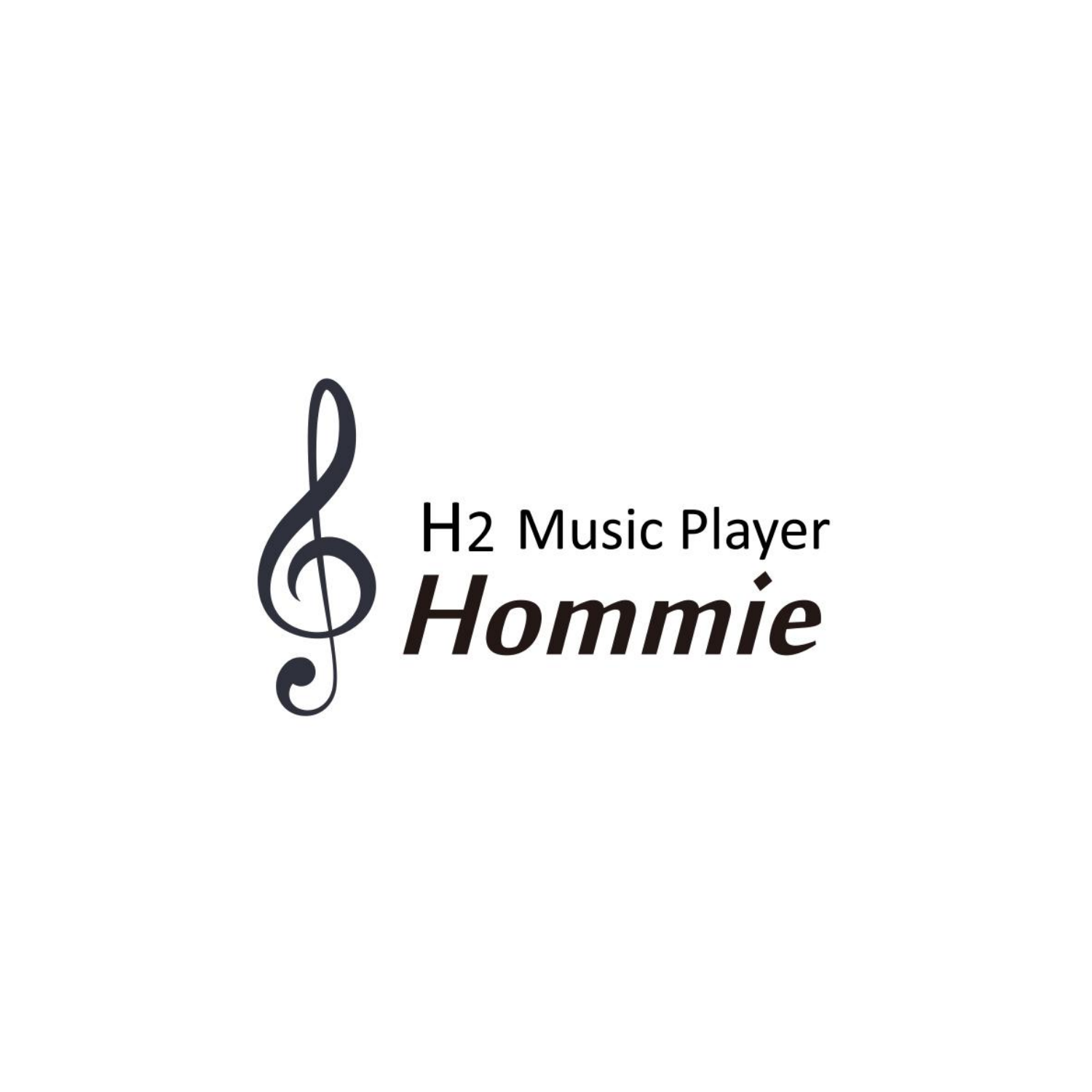H2 Music Player

***Hommie***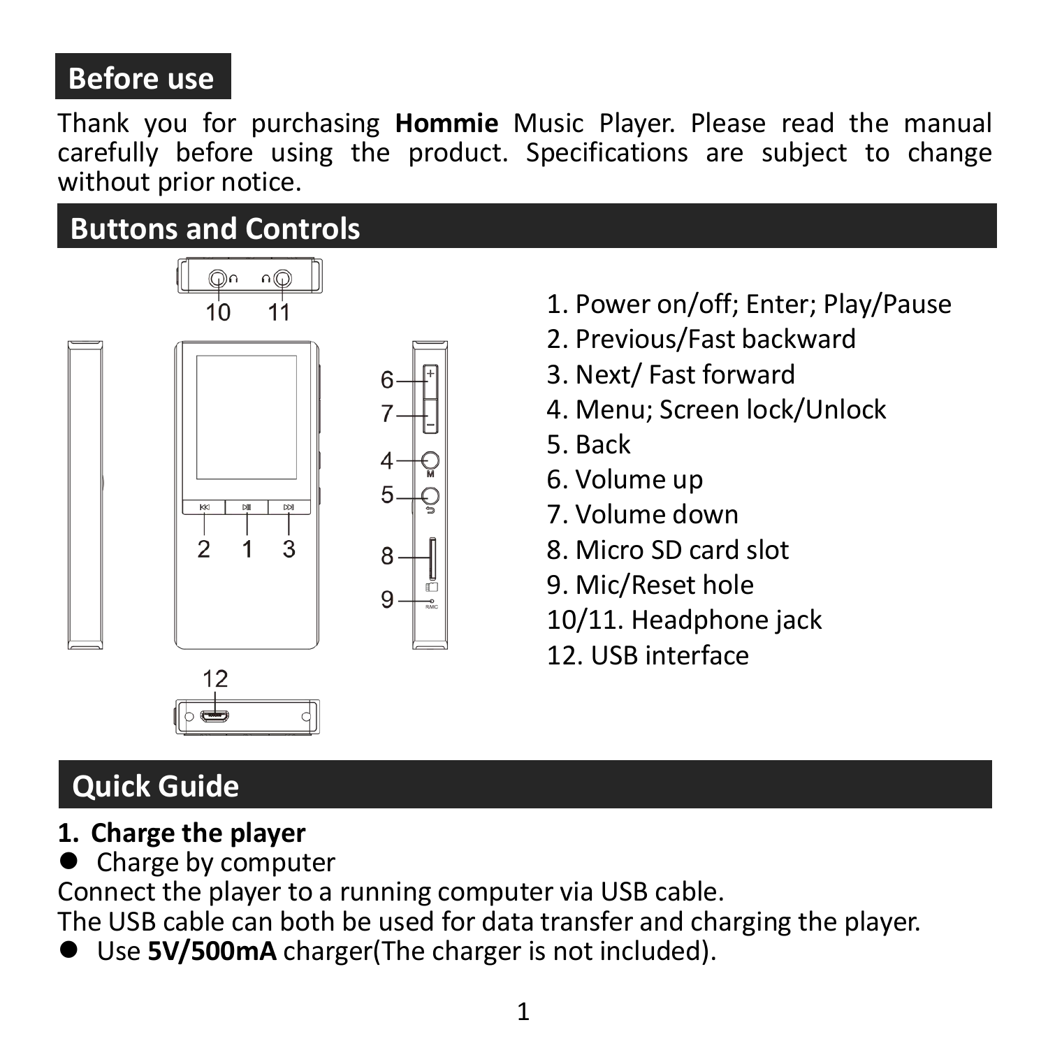## Before use

Thank you for purchasing **Hommie** Music Player. Please read the manual carefully before using the product. Specifications are subject to change without prior notice.

## Buttons and Controls

1. Power on/off; Enter; Play/Pause
2. Previous/Fast backward
3. Next/ Fast forward
4. Menu; Screen lock/Unlock
5. Back
6. Volume up
7. Volume down
8. Micro SD card slot
9. Mic/Reset hole

10/11. Headphone jack

12. USB interface

## Quick Guide

**1. Charge the player**

- Charge by computer

Connect the player to a running computer via USB cable.
The USB cable can both be used for data transfer and charging the player.

- Use **5V/500mA** charger(The charger is not included).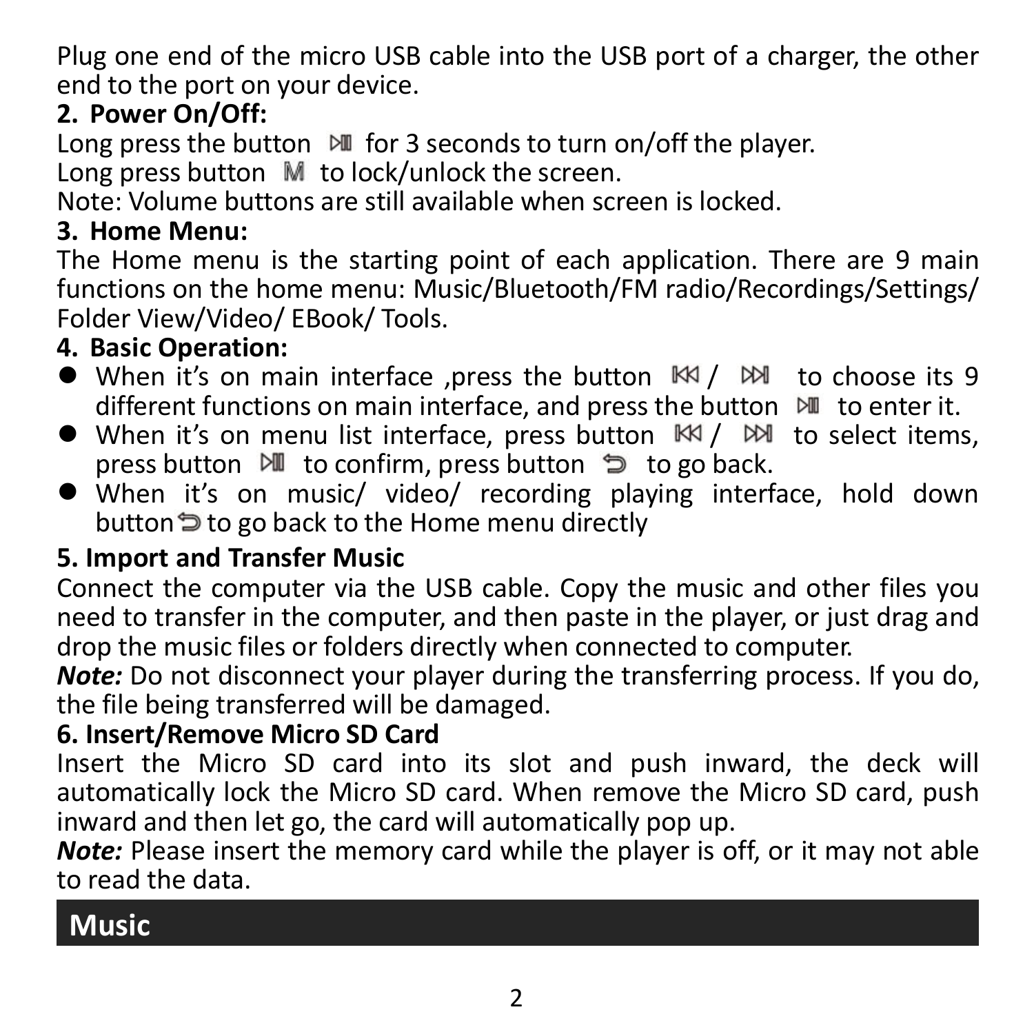Plug one end of the micro USB cable into the USB port of a charger, the other end to the port on your device.

**2. Power On/Off:**

Long press the button ⏯ for 3 seconds to turn on/off the player.
Long press button M to lock/unlock the screen.
Note: Volume buttons are still available when screen is locked.

**3. Home Menu:**

The Home menu is the starting point of each application. There are 9 main functions on the home menu: Music/Bluetooth/FM radio/Recordings/Settings/ Folder View/Video/ EBook/ Tools.

**4. Basic Operation:**

- When it's on main interface ,press the button ⏮ / ⏭ to choose its 9 different functions on main interface, and press the button ⏯ to enter it.
- When it's on menu list interface, press button ⏮ / ⏭ to select items, press button ⏯ to confirm, press button ⮌ to go back.
- When it's on music/ video/ recording playing interface, hold down button ⮌ to go back to the Home menu directly

**5. Import and Transfer Music**

Connect the computer via the USB cable. Copy the music and other files you need to transfer in the computer, and then paste in the player, or just drag and drop the music files or folders directly when connected to computer.

***Note:*** Do not disconnect your player during the transferring process. If you do, the file being transferred will be damaged.

**6. Insert/Remove Micro SD Card**

Insert the Micro SD card into its slot and push inward, the deck will automatically lock the Micro SD card. When remove the Micro SD card, push inward and then let go, the card will automatically pop up.

***Note:*** Please insert the memory card while the player is off, or it may not able to read the data.

## Music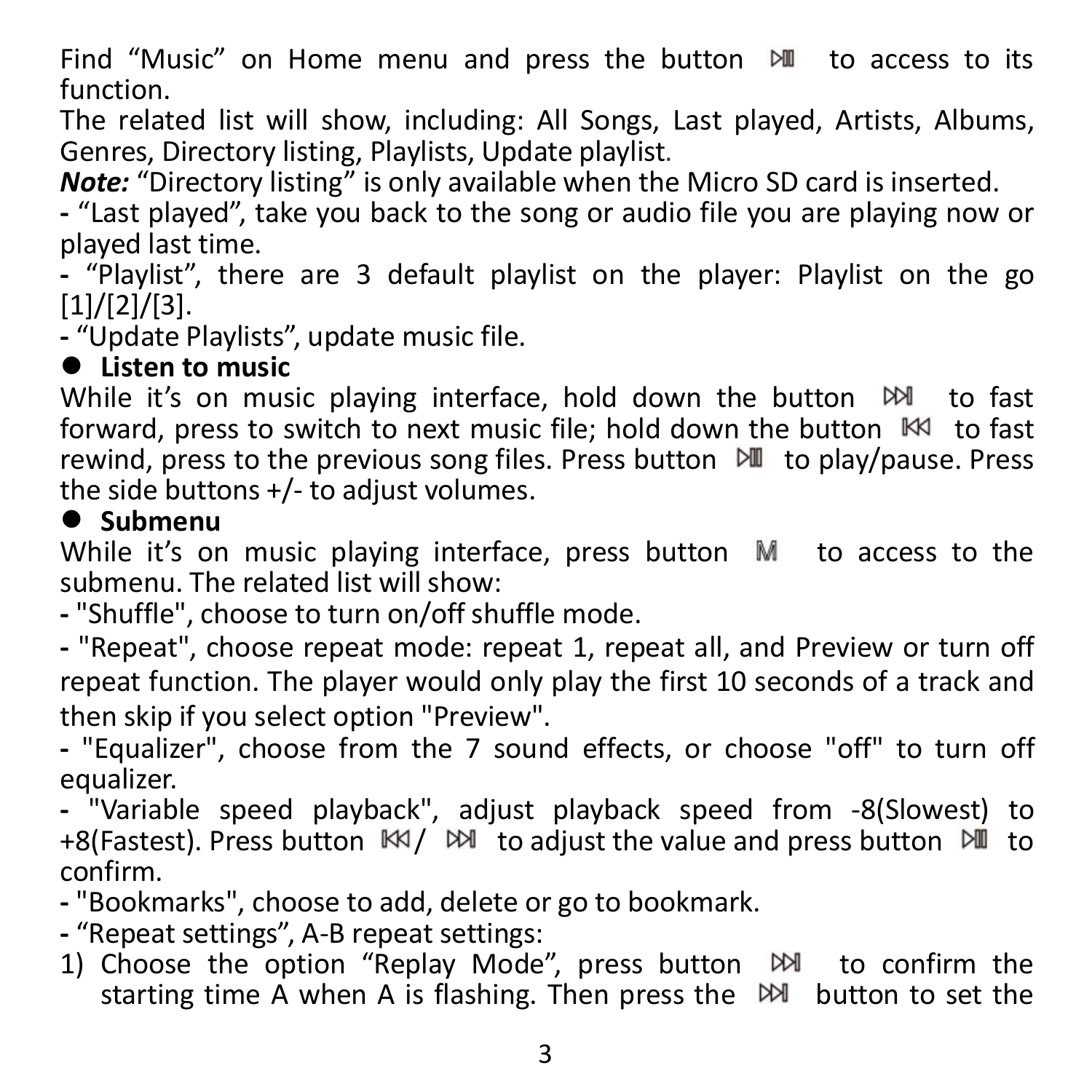Find "Music" on Home menu and press the button ⏯ to access to its function.
The related list will show, including: All Songs, Last played, Artists, Albums, Genres, Directory listing, Playlists, Update playlist.

***Note:*** "Directory listing" is only available when the Micro SD card is inserted.

- "Last played", take you back to the song or audio file you are playing now or played last time.
- "Playlist", there are 3 default playlist on the player: Playlist on the go [1]/[2]/[3].
- "Update Playlists", update music file.

- **Listen to music**

While it's on music playing interface, hold down the button ⏭ to fast forward, press to switch to next music file; hold down the button ⏮ to fast rewind, press to the previous song files. Press button ⏯ to play/pause. Press the side buttons +/- to adjust volumes.

- **Submenu**

While it's on music playing interface, press button M to access to the submenu. The related list will show:

- "Shuffle", choose to turn on/off shuffle mode.
- "Repeat", choose repeat mode: repeat 1, repeat all, and Preview or turn off repeat function. The player would only play the first 10 seconds of a track and then skip if you select option "Preview".
- "Equalizer", choose from the 7 sound effects, or choose "off" to turn off equalizer.
- "Variable speed playback", adjust playback speed from -8(Slowest) to +8(Fastest). Press button ⏮/ ⏭ to adjust the value and press button ⏯ to confirm.
- "Bookmarks", choose to add, delete or go to bookmark.
- "Repeat settings", A-B repeat settings:

1) Choose the option "Replay Mode", press button ⏭ to confirm the starting time A when A is flashing. Then press the ⏭ button to set the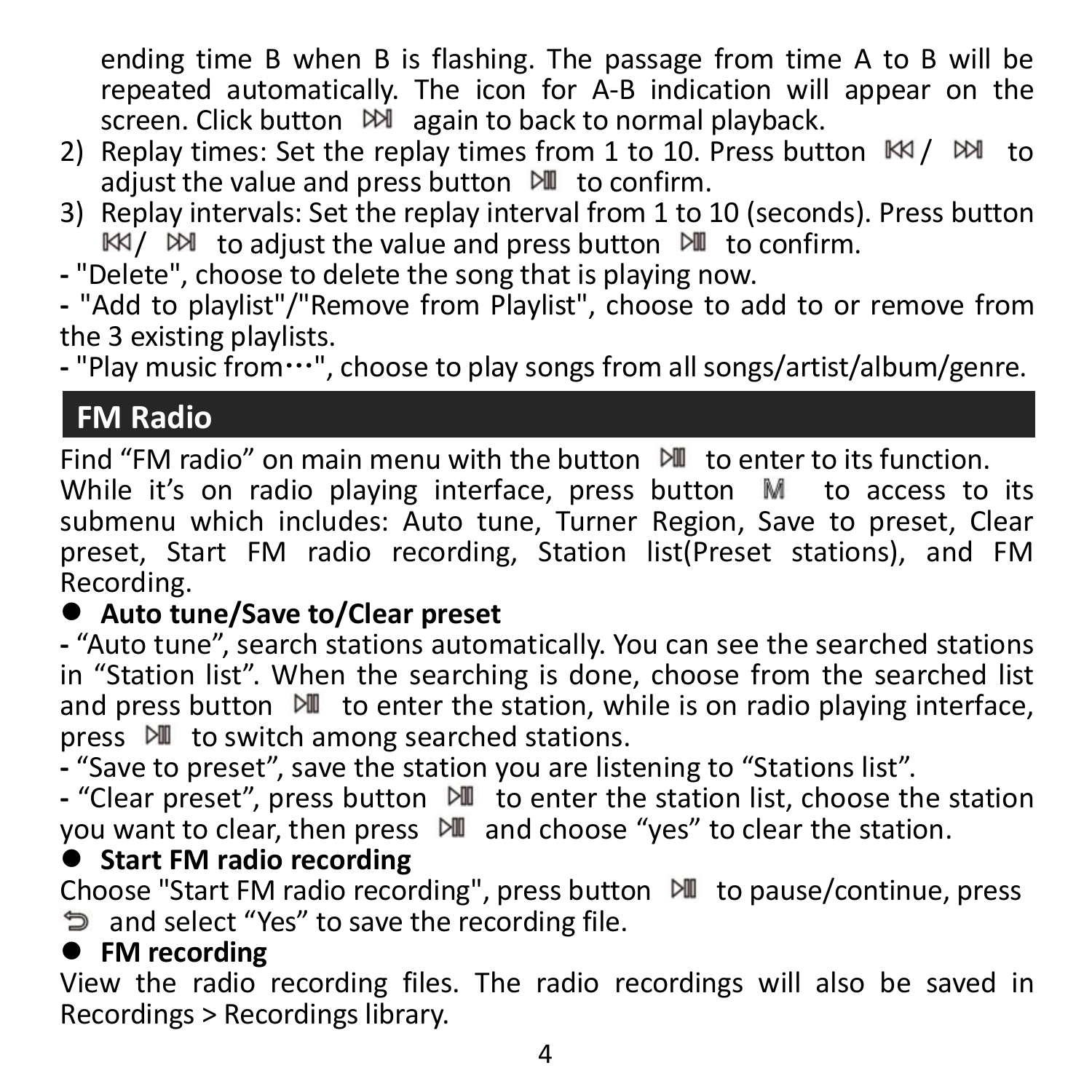ending time B when B is flashing. The passage from time A to B will be repeated automatically. The icon for A-B indication will appear on the screen. Click button ⏭ again to back to normal playback.

2) Replay times: Set the replay times from 1 to 10. Press button ⏮ / ⏭ to adjust the value and press button ⏯ to confirm.
3) Replay intervals: Set the replay interval from 1 to 10 (seconds). Press button ⏮ / ⏭ to adjust the value and press button ⏯ to confirm.

- "Delete", choose to delete the song that is playing now.
- "Add to playlist"/"Remove from Playlist", choose to add to or remove from the 3 existing playlists.
- "Play music from…", choose to play songs from all songs/artist/album/genre.

## FM Radio

Find "FM radio" on main menu with the button ⏯ to enter to its function.
While it's on radio playing interface, press button M to access to its submenu which includes: Auto tune, Turner Region, Save to preset, Clear preset, Start FM radio recording, Station list(Preset stations), and FM Recording.

- **Auto tune/Save to/Clear preset**

- "Auto tune", search stations automatically. You can see the searched stations in "Station list". When the searching is done, choose from the searched list and press button ⏯ to enter the station, while is on radio playing interface, press ⏯ to switch among searched stations.
- "Save to preset", save the station you are listening to "Stations list".
- "Clear preset", press button ⏯ to enter the station list, choose the station you want to clear, then press ⏯ and choose "yes" to clear the station.

- **Start FM radio recording**

Choose "Start FM radio recording", press button ⏯ to pause/continue, press ↩ and select "Yes" to save the recording file.

- **FM recording**

View the radio recording files. The radio recordings will also be saved in Recordings > Recordings library.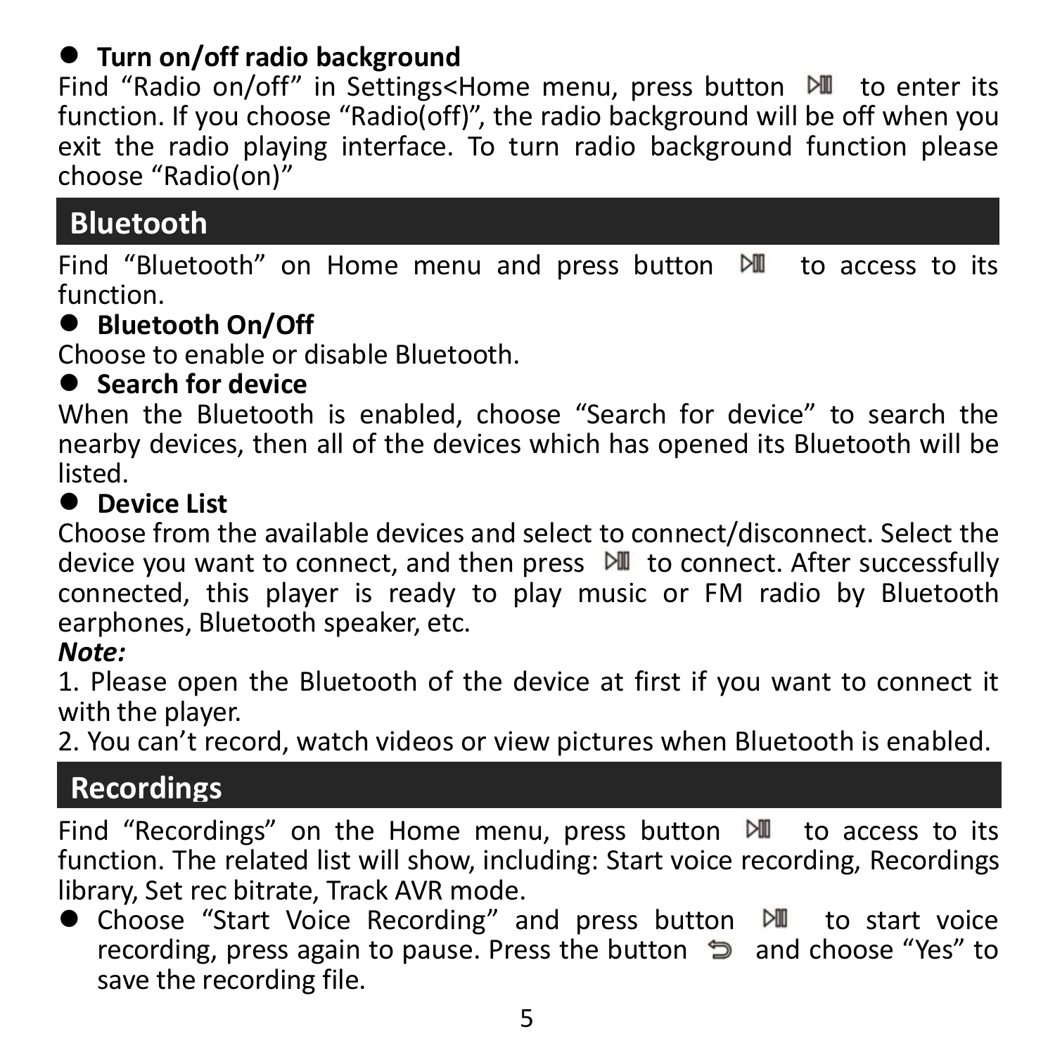- **Turn on/off radio background**

Find "Radio on/off" in Settings<Home menu, press button ⏯ to enter its function. If you choose "Radio(off)", the radio background will be off when you exit the radio playing interface. To turn radio background function please choose "Radio(on)"

## Bluetooth

Find "Bluetooth" on Home menu and press button ⏯ to access to its function.

- **Bluetooth On/Off**

Choose to enable or disable Bluetooth.

- **Search for device**

When the Bluetooth is enabled, choose "Search for device" to search the nearby devices, then all of the devices which has opened its Bluetooth will be listed.

- **Device List**

Choose from the available devices and select to connect/disconnect. Select the device you want to connect, and then press ⏯ to connect. After successfully connected, this player is ready to play music or FM radio by Bluetooth earphones, Bluetooth speaker, etc.

***Note:***

1. Please open the Bluetooth of the device at first if you want to connect it with the player.
2. You can't record, watch videos or view pictures when Bluetooth is enabled.

## Recordings

Find "Recordings" on the Home menu, press button ⏯ to access to its function. The related list will show, including: Start voice recording, Recordings library, Set rec bitrate, Track AVR mode.

- Choose "Start Voice Recording" and press button ⏯ to start voice recording, press again to pause. Press the button ⮌ and choose "Yes" to save the recording file.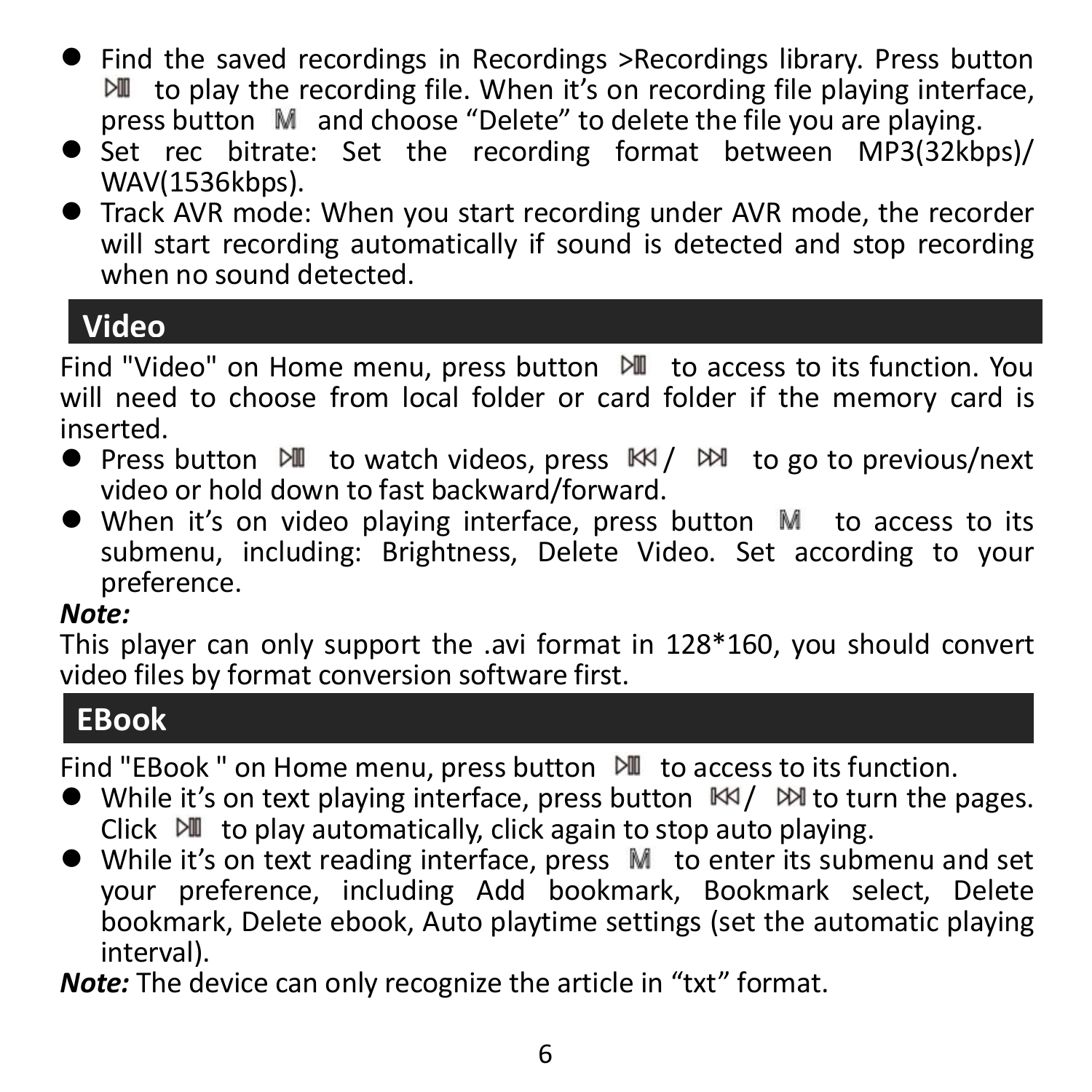- Find the saved recordings in Recordings >Recordings library. Press button ⏯ to play the recording file. When it's on recording file playing interface, press button M and choose "Delete" to delete the file you are playing.
- Set rec bitrate: Set the recording format between MP3(32kbps)/ WAV(1536kbps).
- Track AVR mode: When you start recording under AVR mode, the recorder will start recording automatically if sound is detected and stop recording when no sound detected.

## Video

Find "Video" on Home menu, press button ⏯ to access to its function. You will need to choose from local folder or card folder if the memory card is inserted.

- Press button ⏯ to watch videos, press ⏮/ ⏭ to go to previous/next video or hold down to fast backward/forward.
- When it's on video playing interface, press button M to access to its submenu, including: Brightness, Delete Video. Set according to your preference.

***Note:***

This player can only support the .avi format in 128*160, you should convert video files by format conversion software first.

## EBook

Find "EBook " on Home menu, press button ⏯ to access to its function.

- While it's on text playing interface, press button ⏮/ ⏭ to turn the pages. Click ⏯ to play automatically, click again to stop auto playing.
- While it's on text reading interface, press M to enter its submenu and set your preference, including Add bookmark, Bookmark select, Delete bookmark, Delete ebook, Auto playtime settings (set the automatic playing interval).

***Note:*** The device can only recognize the article in "txt" format.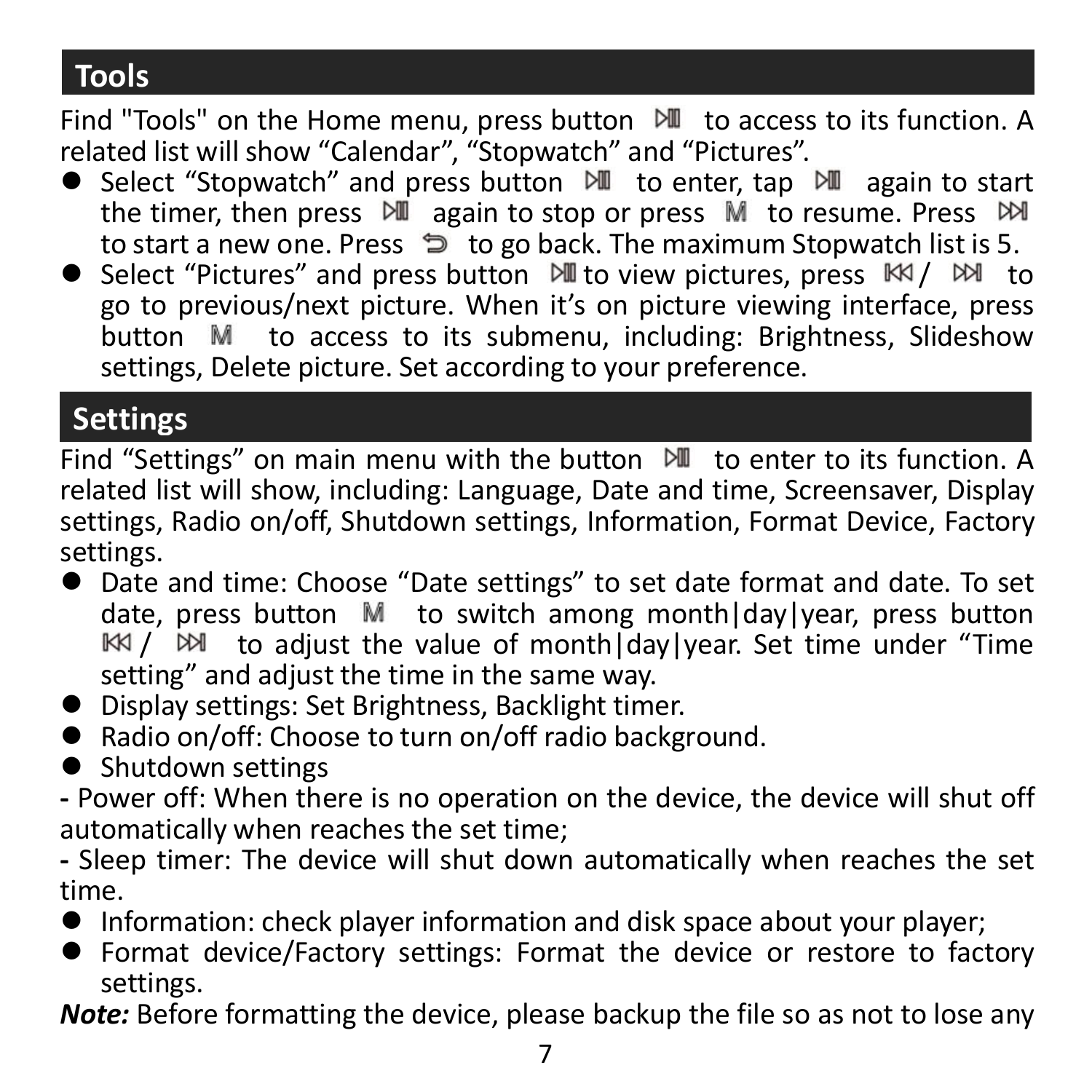## Tools

Find "Tools" on the Home menu, press button ⏯ to access to its function. A related list will show "Calendar", "Stopwatch" and "Pictures".

- Select "Stopwatch" and press button ⏯ to enter, tap ⏯ again to start the timer, then press ⏯ again to stop or press M to resume. Press ⏭ to start a new one. Press ↩ to go back. The maximum Stopwatch list is 5.
- Select "Pictures" and press button ⏯ to view pictures, press ⏮/ ⏭ to go to previous/next picture. When it's on picture viewing interface, press button M to access to its submenu, including: Brightness, Slideshow settings, Delete picture. Set according to your preference.

## Settings

Find "Settings" on main menu with the button ⏯ to enter to its function. A related list will show, including: Language, Date and time, Screensaver, Display settings, Radio on/off, Shutdown settings, Information, Format Device, Factory settings.

- Date and time: Choose "Date settings" to set date format and date. To set date, press button M to switch among month|day|year, press button ⏮/ ⏭ to adjust the value of month|day|year. Set time under "Time setting" and adjust the time in the same way.
- Display settings: Set Brightness, Backlight timer.
- Radio on/off: Choose to turn on/off radio background.
- Shutdown settings

- Power off: When there is no operation on the device, the device will shut off automatically when reaches the set time;

- Sleep timer: The device will shut down automatically when reaches the set time.

- Information: check player information and disk space about your player;
- Format device/Factory settings: Format the device or restore to factory settings.

***Note:*** Before formatting the device, please backup the file so as not to lose any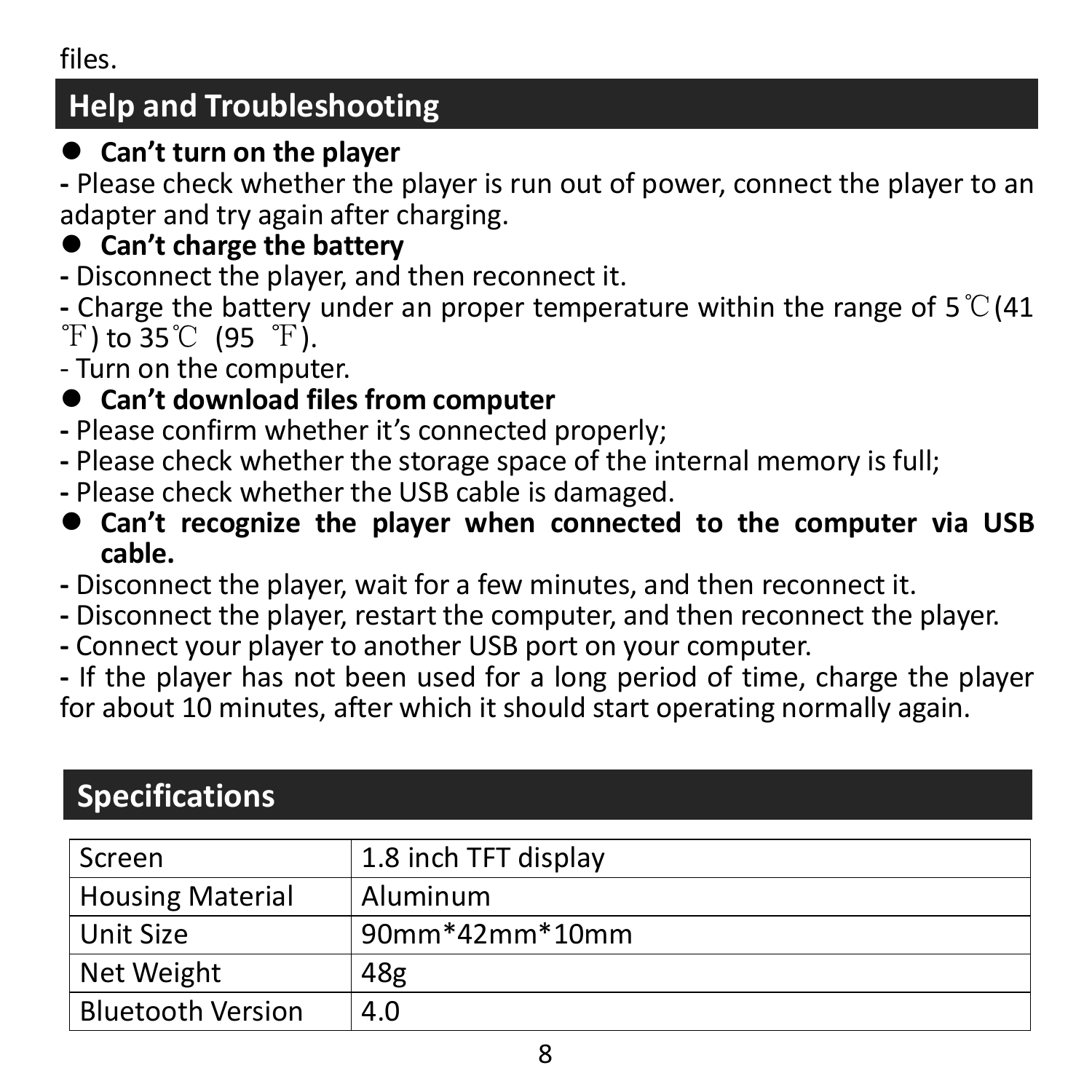files.

## Help and Troubleshooting

- **Can't turn on the player**

- Please check whether the player is run out of power, connect the player to an adapter and try again after charging.

- **Can't charge the battery**

- Disconnect the player, and then reconnect it.
- Charge the battery under an proper temperature within the range of 5℃(41℉) to 35℃ (95 ℉).
- Turn on the computer.

- **Can't download files from computer**

- Please confirm whether it's connected properly;
- Please check whether the storage space of the internal memory is full;
- Please check whether the USB cable is damaged.

- **Can't recognize the player when connected to the computer via USB cable.**

- Disconnect the player, wait for a few minutes, and then reconnect it.
- Disconnect the player, restart the computer, and then reconnect the player.
- Connect your player to another USB port on your computer.
- If the player has not been used for a long period of time, charge the player for about 10 minutes, after which it should start operating normally again.

## Specifications

| Screen | 1.8 inch TFT display |
|---|---|
| Housing Material | Aluminum |
| Unit Size | 90mm*42mm*10mm |
| Net Weight | 48g |
| Bluetooth Version | 4.0 |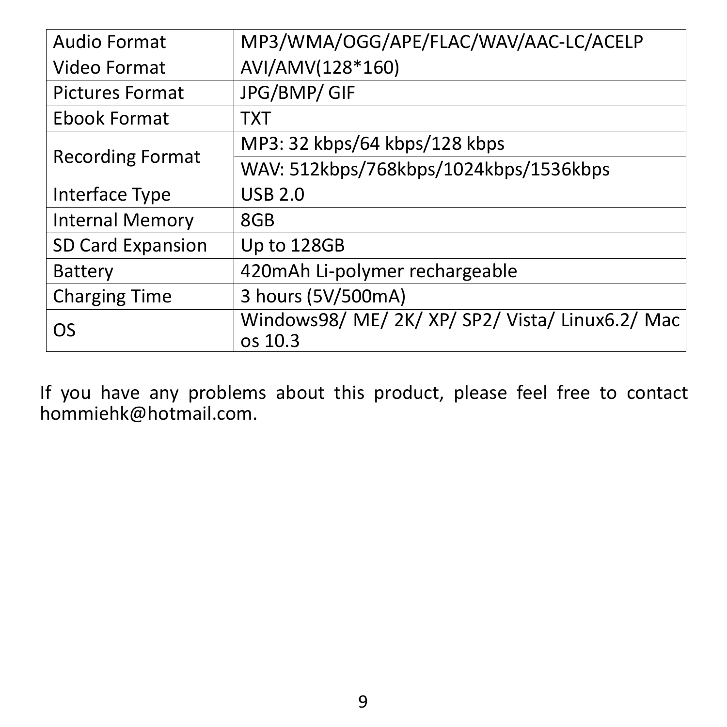| | |
|---|---|
| Audio Format | MP3/WMA/OGG/APE/FLAC/WAV/AAC-LC/ACELP |
| Video Format | AVI/AMV(128*160) |
| Pictures Format | JPG/BMP/ GIF |
| Ebook Format | TXT |
| Recording Format | MP3: 32 kbps/64 kbps/128 kbps |
| | WAV: 512kbps/768kbps/1024kbps/1536kbps |
| Interface Type | USB 2.0 |
| Internal Memory | 8GB |
| SD Card Expansion | Up to 128GB |
| Battery | 420mAh Li-polymer rechargeable |
| Charging Time | 3 hours (5V/500mA) |
| OS | Windows98/ ME/ 2K/ XP/ SP2/ Vista/ Linux6.2/ Mac os 10.3 |

If you have any problems about this product, please feel free to contact hommiehk@hotmail.com.